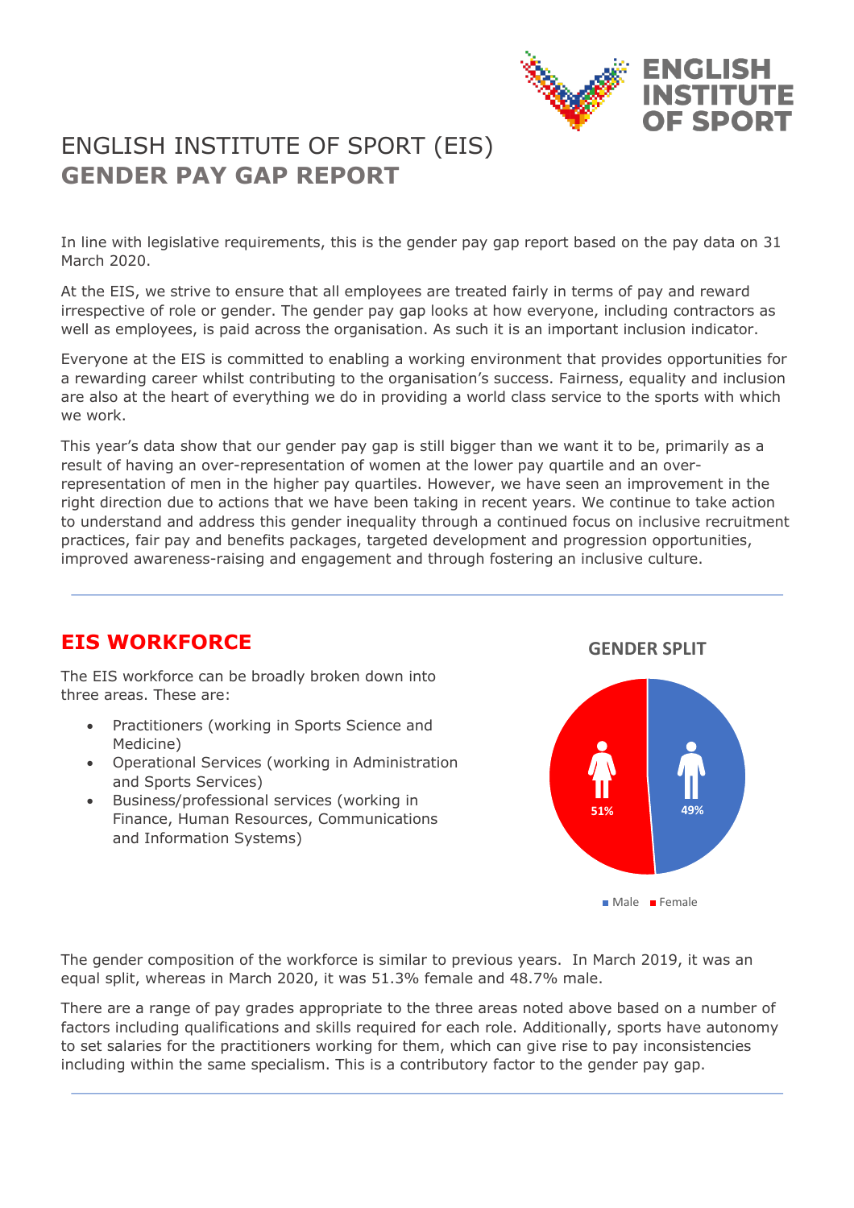# ENGLISH INSTITUTE OF SPORT (EIS)
## GENDER PAY GAP REPORT

In line with legislative requirements, this is the gender pay gap report based on the pay data on 31 March 2020.

At the EIS, we strive to ensure that all employees are treated fairly in terms of pay and reward irrespective of role or gender. The gender pay gap looks at how everyone, including contractors as well as employees, is paid across the organisation. As such it is an important inclusion indicator.

Everyone at the EIS is committed to enabling a working environment that provides opportunities for a rewarding career whilst contributing to the organisation's success. Fairness, equality and inclusion are also at the heart of everything we do in providing a world class service to the sports with which we work.

This year's data show that our gender pay gap is still bigger than we want it to be, primarily as a result of having an over-representation of women at the lower pay quartile and an over-representation of men in the higher pay quartiles. However, we have seen an improvement in the right direction due to actions that we have been taking in recent years. We continue to take action to understand and address this gender inequality through a continued focus on inclusive recruitment practices, fair pay and benefits packages, targeted development and progression opportunities, improved awareness-raising and engagement and through fostering an inclusive culture.

## EIS WORKFORCE

The EIS workforce can be broadly broken down into three areas. These are:

- Practitioners (working in Sports Science and Medicine)
- Operational Services (working in Administration and Sports Services)
- Business/professional services (working in Finance, Human Resources, Communications and Information Systems)

GENDER SPLIT

51%

49%

Male
Female

The gender composition of the workforce is similar to previous years. In March 2019, it was an equal split, whereas in March 2020, it was 51.3% female and 48.7% male.

There are a range of pay grades appropriate to the three areas noted above based on a number of factors including qualifications and skills required for each role. Additionally, sports have autonomy to set salaries for the practitioners working for them, which can give rise to pay inconsistencies including within the same specialism. This is a contributory factor to the gender pay gap.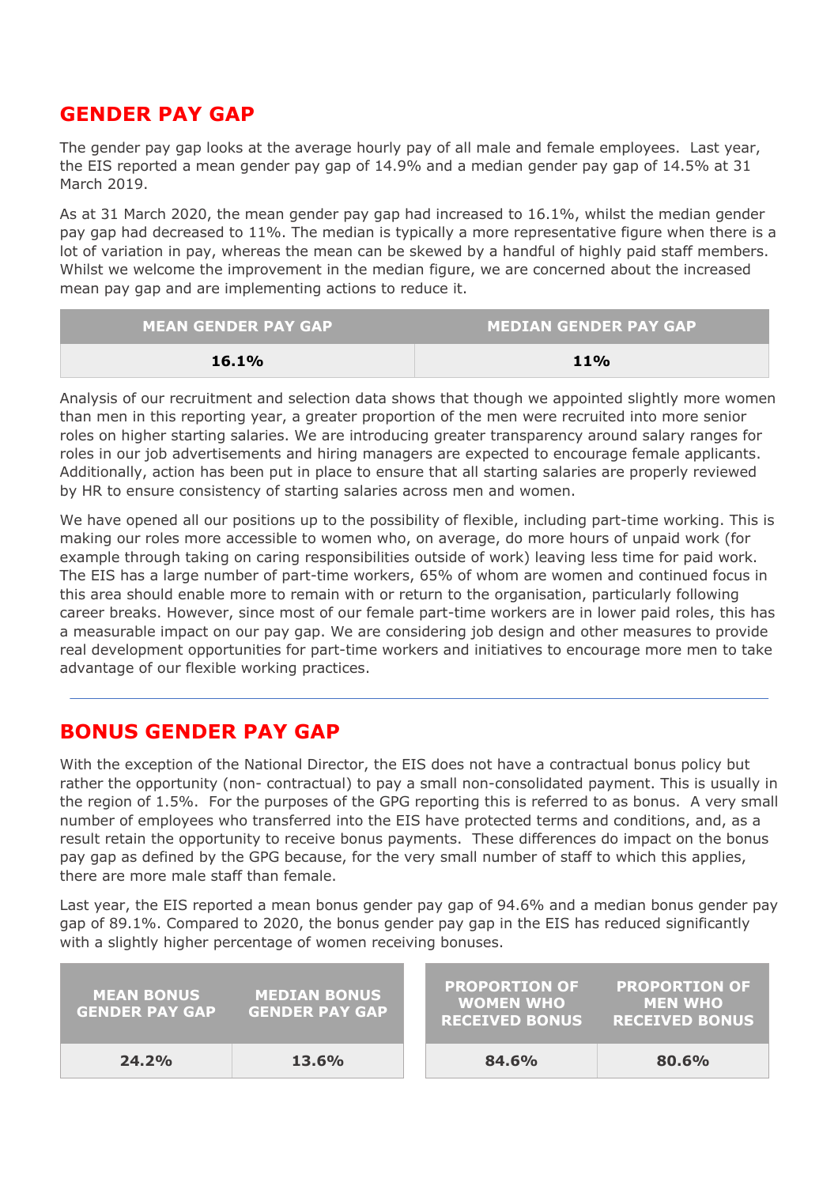## GENDER PAY GAP

The gender pay gap looks at the average hourly pay of all male and female employees. Last year, the EIS reported a mean gender pay gap of 14.9% and a median gender pay gap of 14.5% at 31 March 2019.

As at 31 March 2020, the mean gender pay gap had increased to 16.1%, whilst the median gender pay gap had decreased to 11%. The median is typically a more representative figure when there is a lot of variation in pay, whereas the mean can be skewed by a handful of highly paid staff members. Whilst we welcome the improvement in the median figure, we are concerned about the increased mean pay gap and are implementing actions to reduce it.

| MEAN GENDER PAY GAP | MEDIAN GENDER PAY GAP |
|---|---|
| **16.1%** | **11%** |

Analysis of our recruitment and selection data shows that though we appointed slightly more women than men in this reporting year, a greater proportion of the men were recruited into more senior roles on higher starting salaries. We are introducing greater transparency around salary ranges for roles in our job advertisements and hiring managers are expected to encourage female applicants. Additionally, action has been put in place to ensure that all starting salaries are properly reviewed by HR to ensure consistency of starting salaries across men and women.

We have opened all our positions up to the possibility of flexible, including part-time working. This is making our roles more accessible to women who, on average, do more hours of unpaid work (for example through taking on caring responsibilities outside of work) leaving less time for paid work. The EIS has a large number of part-time workers, 65% of whom are women and continued focus in this area should enable more to remain with or return to the organisation, particularly following career breaks. However, since most of our female part-time workers are in lower paid roles, this has a measurable impact on our pay gap. We are considering job design and other measures to provide real development opportunities for part-time workers and initiatives to encourage more men to take advantage of our flexible working practices.

---

## BONUS GENDER PAY GAP

With the exception of the National Director, the EIS does not have a contractual bonus policy but rather the opportunity (non- contractual) to pay a small non-consolidated payment. This is usually in the region of 1.5%. For the purposes of the GPG reporting this is referred to as bonus. A very small number of employees who transferred into the EIS have protected terms and conditions, and, as a result retain the opportunity to receive bonus payments. These differences do impact on the bonus pay gap as defined by the GPG because, for the very small number of staff to which this applies, there are more male staff than female.

Last year, the EIS reported a mean bonus gender pay gap of 94.6% and a median bonus gender pay gap of 89.1%. Compared to 2020, the bonus gender pay gap in the EIS has reduced significantly with a slightly higher percentage of women receiving bonuses.

| MEAN BONUS GENDER PAY GAP | MEDIAN BONUS GENDER PAY GAP |
|---|---|
| **24.2%** | **13.6%** |

| PROPORTION OF WOMEN WHO RECEIVED BONUS | PROPORTION OF MEN WHO RECEIVED BONUS |
|---|---|
| **84.6%** | **80.6%** |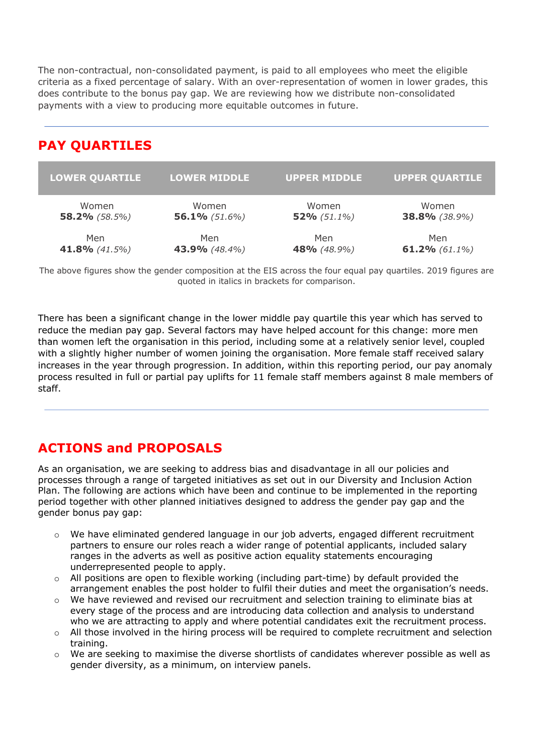The non-contractual, non-consolidated payment, is paid to all employees who meet the eligible criteria as a fixed percentage of salary. With an over-representation of women in lower grades, this does contribute to the bonus pay gap. We are reviewing how we distribute non-consolidated payments with a view to producing more equitable outcomes in future.

---

## PAY QUARTILES

| LOWER QUARTILE | LOWER MIDDLE | UPPER MIDDLE | UPPER QUARTILE |
|---|---|---|---|
| Women **58.2%** *(58.5%)* | Women **56.1%** *(51.6%)* | Women **52%** *(51.1%)* | Women **38.8%** *(38.9%)* |
| Men **41.8%** *(41.5%)* | Men **43.9%** *(48.4%)* | Men **48%** *(48.9%)* | Men **61.2%** *(61.1%)* |

The above figures show the gender composition at the EIS across the four equal pay quartiles. 2019 figures are quoted in italics in brackets for comparison.

There has been a significant change in the lower middle pay quartile this year which has served to reduce the median pay gap. Several factors may have helped account for this change: more men than women left the organisation in this period, including some at a relatively senior level, coupled with a slightly higher number of women joining the organisation. More female staff received salary increases in the year through progression. In addition, within this reporting period, our pay anomaly process resulted in full or partial pay uplifts for 11 female staff members against 8 male members of staff.

---

## ACTIONS and PROPOSALS

As an organisation, we are seeking to address bias and disadvantage in all our policies and processes through a range of targeted initiatives as set out in our Diversity and Inclusion Action Plan. The following are actions which have been and continue to be implemented in the reporting period together with other planned initiatives designed to address the gender pay gap and the gender bonus pay gap:

- We have eliminated gendered language in our job adverts, engaged different recruitment partners to ensure our roles reach a wider range of potential applicants, included salary ranges in the adverts as well as positive action equality statements encouraging underrepresented people to apply.
- All positions are open to flexible working (including part-time) by default provided the arrangement enables the post holder to fulfil their duties and meet the organisation's needs.
- We have reviewed and revised our recruitment and selection training to eliminate bias at every stage of the process and are introducing data collection and analysis to understand who we are attracting to apply and where potential candidates exit the recruitment process.
- All those involved in the hiring process will be required to complete recruitment and selection training.
- We are seeking to maximise the diverse shortlists of candidates wherever possible as well as gender diversity, as a minimum, on interview panels.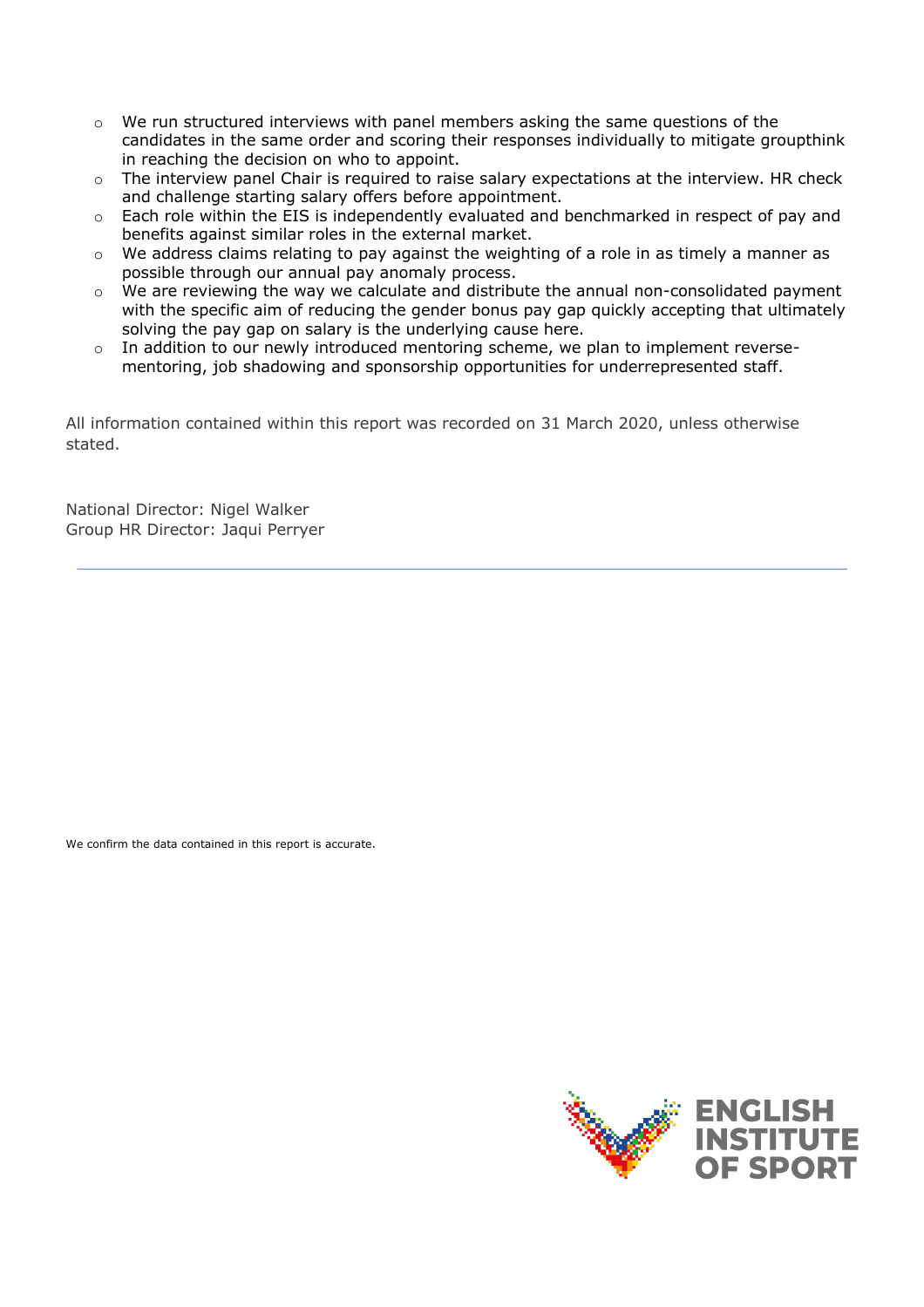- We run structured interviews with panel members asking the same questions of the candidates in the same order and scoring their responses individually to mitigate groupthink in reaching the decision on who to appoint.
- The interview panel Chair is required to raise salary expectations at the interview. HR check and challenge starting salary offers before appointment.
- Each role within the EIS is independently evaluated and benchmarked in respect of pay and benefits against similar roles in the external market.
- We address claims relating to pay against the weighting of a role in as timely a manner as possible through our annual pay anomaly process.
- We are reviewing the way we calculate and distribute the annual non-consolidated payment with the specific aim of reducing the gender bonus pay gap quickly accepting that ultimately solving the pay gap on salary is the underlying cause here.
- In addition to our newly introduced mentoring scheme, we plan to implement reverse-mentoring, job shadowing and sponsorship opportunities for underrepresented staff.

All information contained within this report was recorded on 31 March 2020, unless otherwise stated.

National Director: Nigel Walker
Group HR Director: Jaqui Perryer

---

We confirm the data contained in this report is accurate.

ENGLISH INSTITUTE OF SPORT